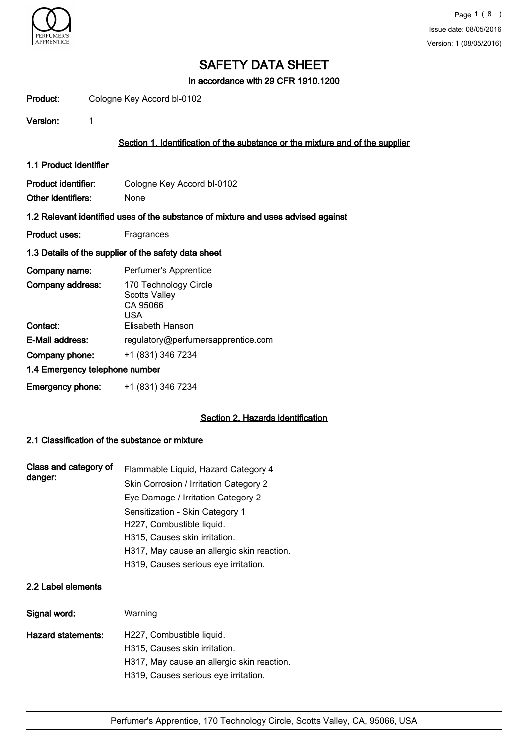# SAFETY DATA SHEET

**In accordance with 29 CFR 1910.1200**

**Product:** Cologne Key Accord bl-0102

**Version:** 1

## Section 1. Identification of the substance or the mixture and of the supplier

### 1.1 Product Identifier

**Product identifier:** Cologne Key Accord bl-0102

**Other identifiers:** None

### 1.2 Relevant identified uses of the substance of mixture and uses advised against

**Product uses:** Fragrances

### 1.3 Details of the supplier of the safety data sheet

**Company name:** Perfumer's Apprentice

**Company address:** 170 Technology Circle
Scotts Valley
CA 95066
USA

**Contact:** Elisabeth Hanson

**E-Mail address:** regulatory@perfumersapprentice.com

**Company phone:** +1 (831) 346 7234

### 1.4 Emergency telephone number

**Emergency phone:** +1 (831) 346 7234

## Section 2. Hazards identification

### 2.1 Classification of the substance or mixture

**Class and category of danger:**

Flammable Liquid, Hazard Category 4
Skin Corrosion / Irritation Category 2
Eye Damage / Irritation Category 2
Sensitization - Skin Category 1
H227, Combustible liquid.
H315, Causes skin irritation.
H317, May cause an allergic skin reaction.
H319, Causes serious eye irritation.

### 2.2 Label elements

**Signal word:** Warning

**Hazard statements:**

H227, Combustible liquid.
H315, Causes skin irritation.
H317, May cause an allergic skin reaction.
H319, Causes serious eye irritation.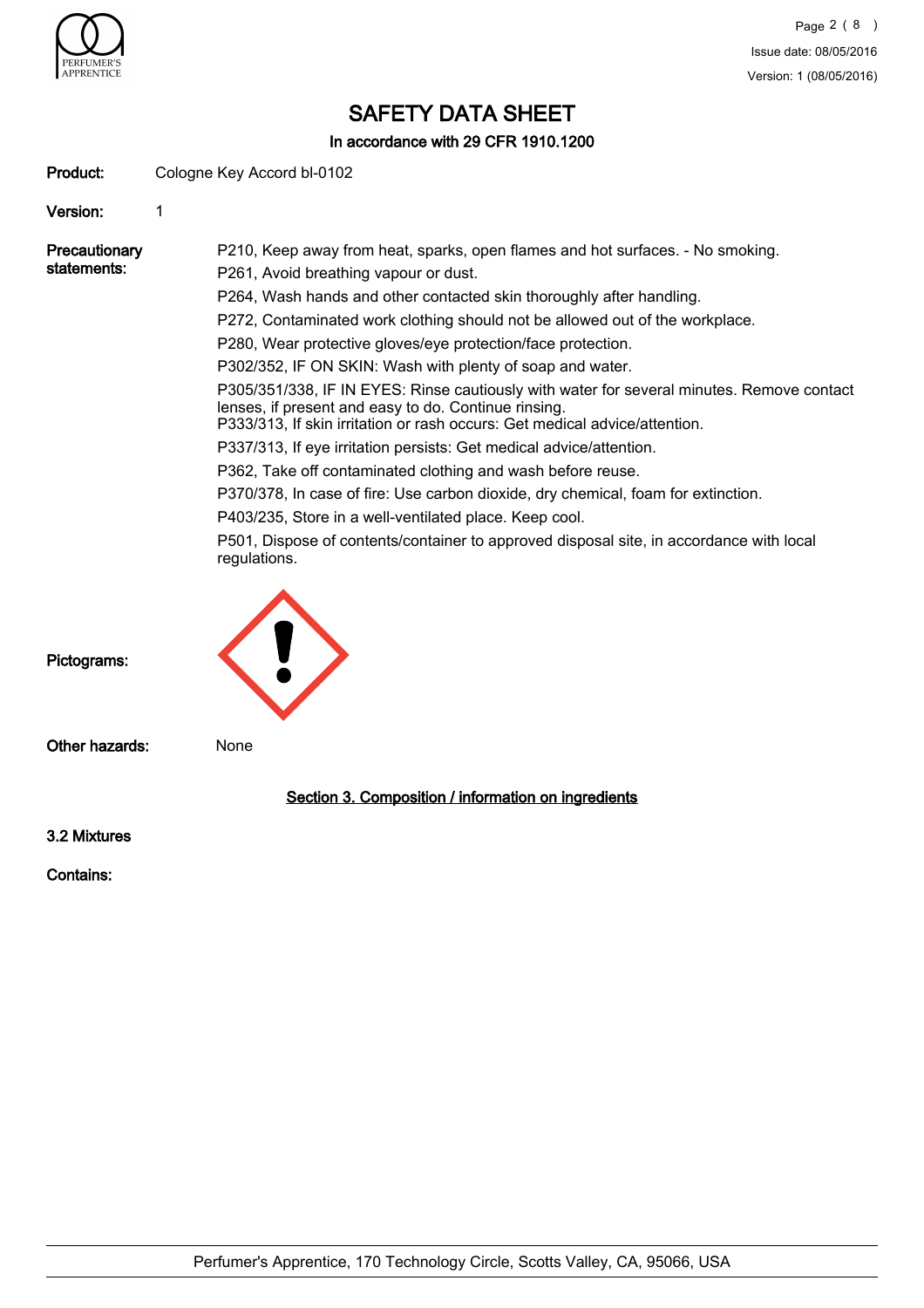# SAFETY DATA SHEET

**In accordance with 29 CFR 1910.1200**

**Product:** Cologne Key Accord bl-0102

**Version:** 1

**Precautionary statements:**

P210, Keep away from heat, sparks, open flames and hot surfaces. - No smoking.

P261, Avoid breathing vapour or dust.

P264, Wash hands and other contacted skin thoroughly after handling.

P272, Contaminated work clothing should not be allowed out of the workplace.

P280, Wear protective gloves/eye protection/face protection.

P302/352, IF ON SKIN: Wash with plenty of soap and water.

P305/351/338, IF IN EYES: Rinse cautiously with water for several minutes. Remove contact lenses, if present and easy to do. Continue rinsing.
P333/313, If skin irritation or rash occurs: Get medical advice/attention.

P337/313, If eye irritation persists: Get medical advice/attention.

P362, Take off contaminated clothing and wash before reuse.

P370/378, In case of fire: Use carbon dioxide, dry chemical, foam for extinction.

P403/235, Store in a well-ventilated place. Keep cool.

P501, Dispose of contents/container to approved disposal site, in accordance with local regulations.

**Pictograms:**

**Other hazards:** None

## Section 3. Composition / information on ingredients

**3.2 Mixtures**

**Contains:**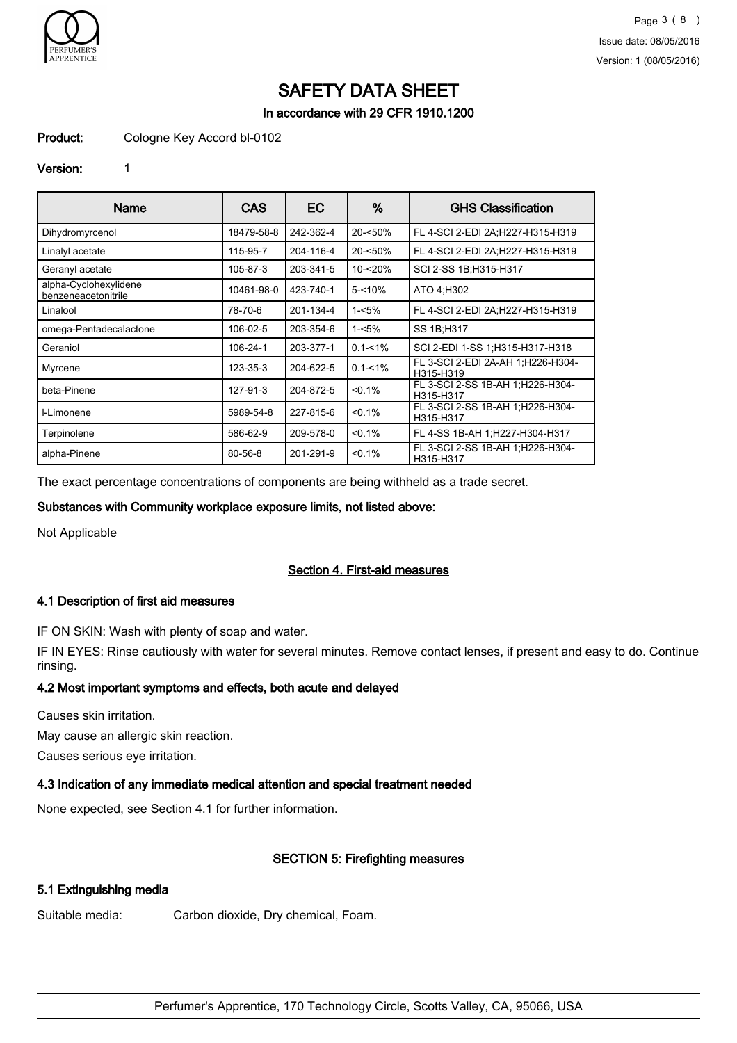# SAFETY DATA SHEET

In accordance with 29 CFR 1910.1200

**Product:** Cologne Key Accord bl-0102

**Version:** 1

| Name | CAS | EC | % | GHS Classification |
|---|---|---|---|---|
| Dihydromyrcenol | 18479-58-8 | 242-362-4 | 20-<50% | FL 4-SCI 2-EDI 2A;H227-H315-H319 |
| Linalyl acetate | 115-95-7 | 204-116-4 | 20-<50% | FL 4-SCI 2-EDI 2A;H227-H315-H319 |
| Geranyl acetate | 105-87-3 | 203-341-5 | 10-<20% | SCI 2-SS 1B;H315-H317 |
| alpha-Cyclohexylidene benzeneacetonitrile | 10461-98-0 | 423-740-1 | 5-<10% | ATO 4;H302 |
| Linalool | 78-70-6 | 201-134-4 | 1-<5% | FL 4-SCI 2-EDI 2A;H227-H315-H319 |
| omega-Pentadecalactone | 106-02-5 | 203-354-6 | 1-<5% | SS 1B;H317 |
| Geraniol | 106-24-1 | 203-377-1 | 0.1-<1% | SCI 2-EDI 1-SS 1;H315-H317-H318 |
| Myrcene | 123-35-3 | 204-622-5 | 0.1-<1% | FL 3-SCI 2-EDI 2A-AH 1;H226-H304-H315-H319 |
| beta-Pinene | 127-91-3 | 204-872-5 | <0.1% | FL 3-SCI 2-SS 1B-AH 1;H226-H304-H315-H317 |
| l-Limonene | 5989-54-8 | 227-815-6 | <0.1% | FL 3-SCI 2-SS 1B-AH 1;H226-H304-H315-H317 |
| Terpinolene | 586-62-9 | 209-578-0 | <0.1% | FL 4-SS 1B-AH 1;H227-H304-H317 |
| alpha-Pinene | 80-56-8 | 201-291-9 | <0.1% | FL 3-SCI 2-SS 1B-AH 1;H226-H304-H315-H317 |

The exact percentage concentrations of components are being withheld as a trade secret.

**Substances with Community workplace exposure limits, not listed above:**

Not Applicable

## Section 4. First-aid measures

### 4.1 Description of first aid measures

IF ON SKIN: Wash with plenty of soap and water.

IF IN EYES: Rinse cautiously with water for several minutes. Remove contact lenses, if present and easy to do. Continue rinsing.

### 4.2 Most important symptoms and effects, both acute and delayed

Causes skin irritation.

May cause an allergic skin reaction.

Causes serious eye irritation.

### 4.3 Indication of any immediate medical attention and special treatment needed

None expected, see Section 4.1 for further information.

## SECTION 5: Firefighting measures

### 5.1 Extinguishing media

Suitable media: Carbon dioxide, Dry chemical, Foam.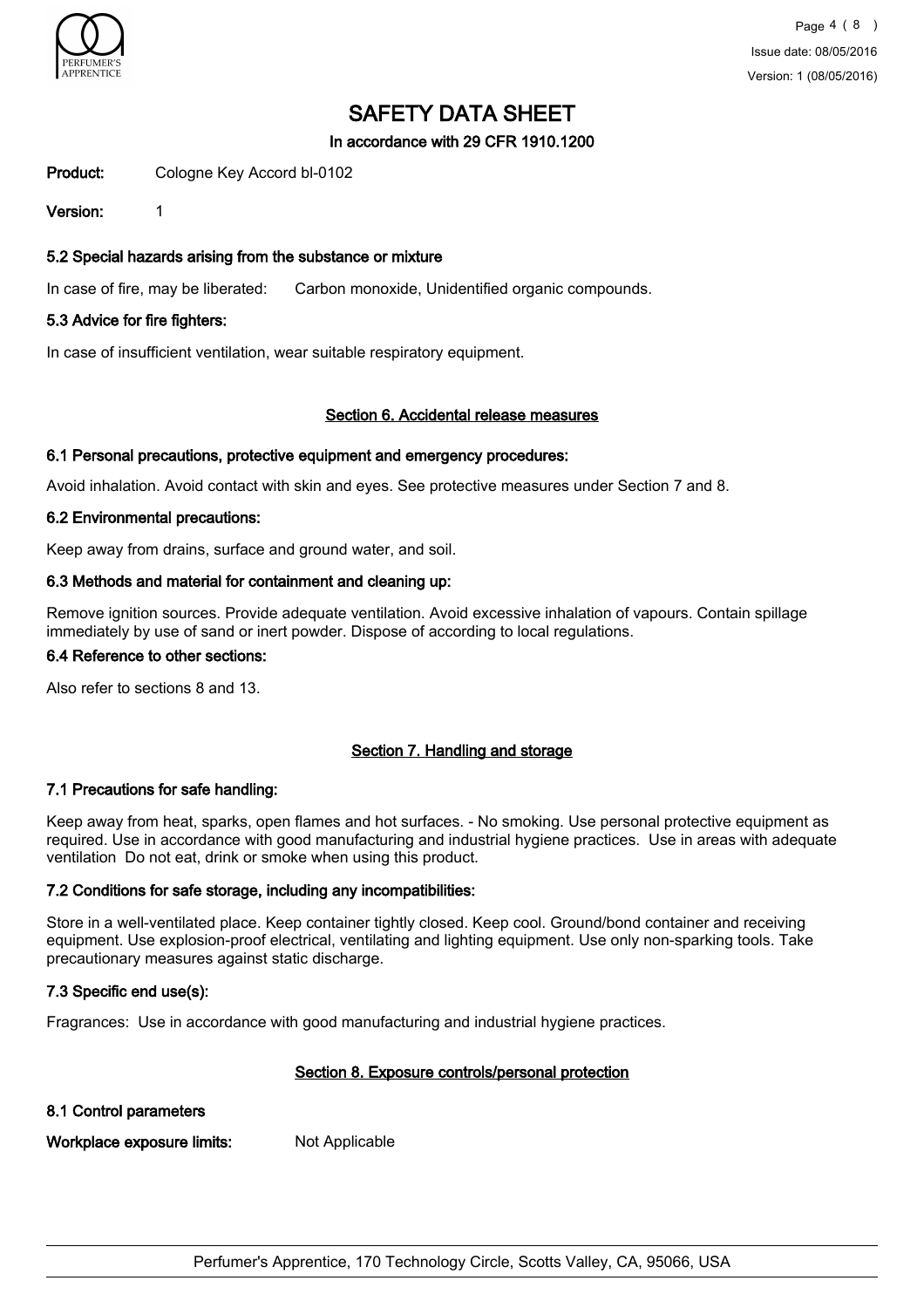**Product:** Cologne Key Accord bl-0102

**Version:** 1

### 5.2 Special hazards arising from the substance or mixture

In case of fire, may be liberated: Carbon monoxide, Unidentified organic compounds.

### 5.3 Advice for fire fighters:

In case of insufficient ventilation, wear suitable respiratory equipment.

## Section 6. Accidental release measures

### 6.1 Personal precautions, protective equipment and emergency procedures:

Avoid inhalation. Avoid contact with skin and eyes. See protective measures under Section 7 and 8.

### 6.2 Environmental precautions:

Keep away from drains, surface and ground water, and soil.

### 6.3 Methods and material for containment and cleaning up:

Remove ignition sources. Provide adequate ventilation. Avoid excessive inhalation of vapours. Contain spillage immediately by use of sand or inert powder. Dispose of according to local regulations.

### 6.4 Reference to other sections:

Also refer to sections 8 and 13.

## Section 7. Handling and storage

### 7.1 Precautions for safe handling:

Keep away from heat, sparks, open flames and hot surfaces. - No smoking. Use personal protective equipment as required. Use in accordance with good manufacturing and industrial hygiene practices. Use in areas with adequate ventilation Do not eat, drink or smoke when using this product.

### 7.2 Conditions for safe storage, including any incompatibilities:

Store in a well-ventilated place. Keep container tightly closed. Keep cool. Ground/bond container and receiving equipment. Use explosion-proof electrical, ventilating and lighting equipment. Use only non-sparking tools. Take precautionary measures against static discharge.

### 7.3 Specific end use(s):

Fragrances: Use in accordance with good manufacturing and industrial hygiene practices.

## Section 8. Exposure controls/personal protection

### 8.1 Control parameters

**Workplace exposure limits:** Not Applicable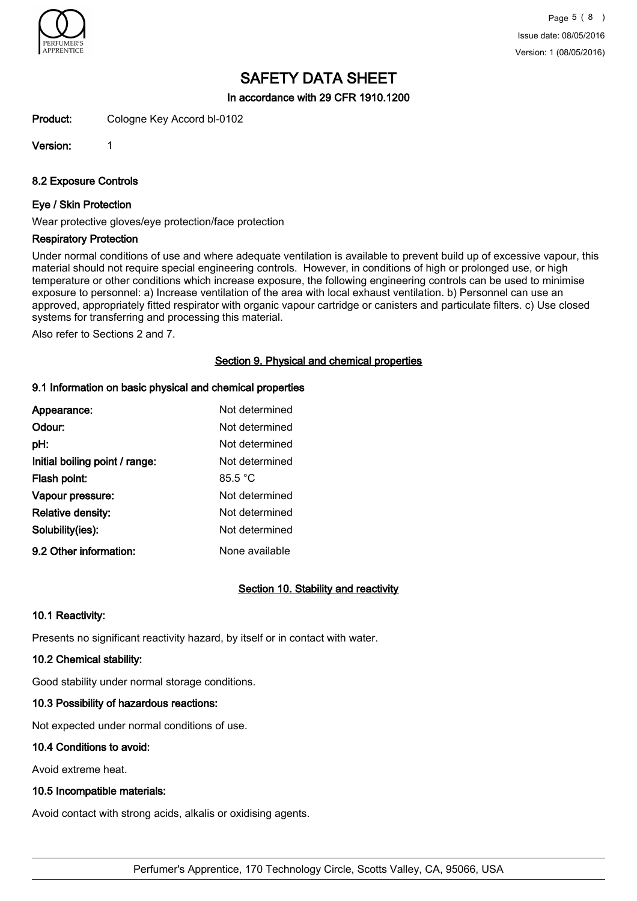# SAFETY DATA SHEET

**In accordance with 29 CFR 1910.1200**

**Product:** Cologne Key Accord bl-0102

**Version:** 1

### 8.2 Exposure Controls

#### Eye / Skin Protection

Wear protective gloves/eye protection/face protection

#### Respiratory Protection

Under normal conditions of use and where adequate ventilation is available to prevent build up of excessive vapour, this material should not require special engineering controls. However, in conditions of high or prolonged use, or high temperature or other conditions which increase exposure, the following engineering controls can be used to minimise exposure to personnel: a) Increase ventilation of the area with local exhaust ventilation. b) Personnel can use an approved, appropriately fitted respirator with organic vapour cartridge or canisters and particulate filters. c) Use closed systems for transferring and processing this material.

Also refer to Sections 2 and 7.

## Section 9. Physical and chemical properties

### 9.1 Information on basic physical and chemical properties

| | |
|---|---|
| **Appearance:** | Not determined |
| **Odour:** | Not determined |
| **pH:** | Not determined |
| **Initial boiling point / range:** | Not determined |
| **Flash point:** | 85.5 °C |
| **Vapour pressure:** | Not determined |
| **Relative density:** | Not determined |
| **Solubility(ies):** | Not determined |
| **9.2 Other information:** | None available |

## Section 10. Stability and reactivity

### 10.1 Reactivity:

Presents no significant reactivity hazard, by itself or in contact with water.

### 10.2 Chemical stability:

Good stability under normal storage conditions.

### 10.3 Possibility of hazardous reactions:

Not expected under normal conditions of use.

### 10.4 Conditions to avoid:

Avoid extreme heat.

### 10.5 Incompatible materials:

Avoid contact with strong acids, alkalis or oxidising agents.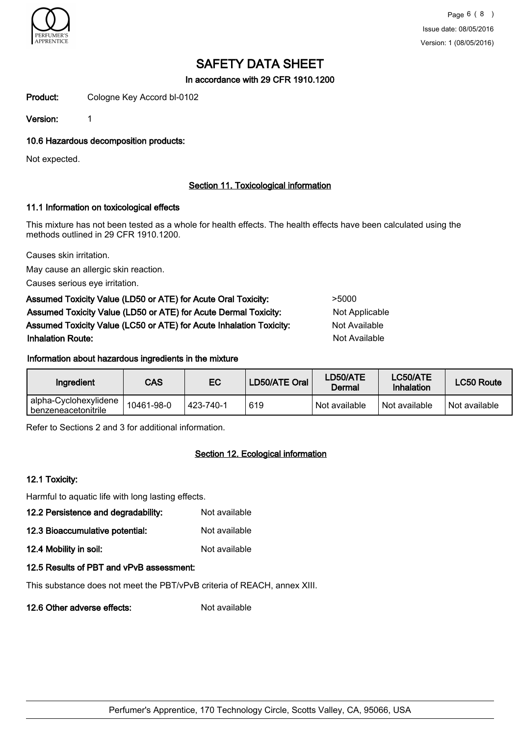# SAFETY DATA SHEET

**In accordance with 29 CFR 1910.1200**

**Product:** Cologne Key Accord bl-0102

**Version:** 1

### 10.6 Hazardous decomposition products:

Not expected.

## Section 11. Toxicological information

### 11.1 Information on toxicological effects

This mixture has not been tested as a whole for health effects. The health effects have been calculated using the methods outlined in 29 CFR 1910.1200.

Causes skin irritation.

May cause an allergic skin reaction.

Causes serious eye irritation.

**Assumed Toxicity Value (LD50 or ATE) for Acute Oral Toxicity:** >5000

**Assumed Toxicity Value (LD50 or ATE) for Acute Dermal Toxicity:** Not Applicable

**Assumed Toxicity Value (LC50 or ATE) for Acute Inhalation Toxicity:** Not Available

**Inhalation Route:** Not Available

### Information about hazardous ingredients in the mixture

| Ingredient | CAS | EC | LD50/ATE Oral | LD50/ATE Dermal | LC50/ATE Inhalation | LC50 Route |
|---|---|---|---|---|---|---|
| alpha-Cyclohexylidene benzeneacetonitrile | 10461-98-0 | 423-740-1 | 619 | Not available | Not available | Not available |

Refer to Sections 2 and 3 for additional information.

## Section 12. Ecological information

### 12.1 Toxicity:

Harmful to aquatic life with long lasting effects.

**12.2 Persistence and degradability:** Not available

**12.3 Bioaccumulative potential:** Not available

**12.4 Mobility in soil:** Not available

### 12.5 Results of PBT and vPvB assessment:

This substance does not meet the PBT/vPvB criteria of REACH, annex XIII.

**12.6 Other adverse effects:** Not available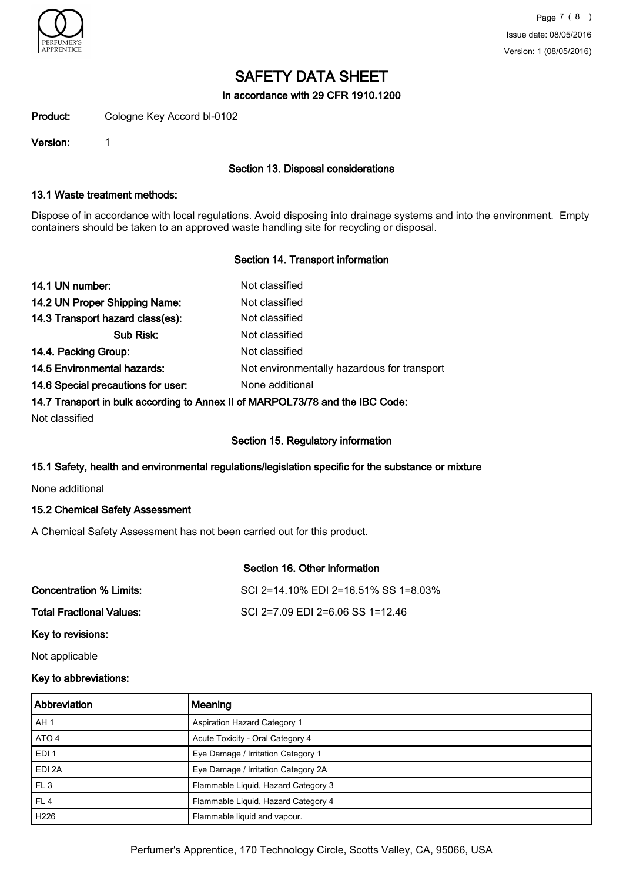# SAFETY DATA SHEET

**In accordance with 29 CFR 1910.1200**

**Product:** Cologne Key Accord bl-0102

**Version:** 1

## Section 13. Disposal considerations

### 13.1 Waste treatment methods:

Dispose of in accordance with local regulations. Avoid disposing into drainage systems and into the environment. Empty containers should be taken to an approved waste handling site for recycling or disposal.

## Section 14. Transport information

**14.1 UN number:** Not classified

**14.2 UN Proper Shipping Name:** Not classified

**14.3 Transport hazard class(es):** Not classified

**Sub Risk:** Not classified

**14.4. Packing Group:** Not classified

**14.5 Environmental hazards:** Not environmentally hazardous for transport

**14.6 Special precautions for user:** None additional

**14.7 Transport in bulk according to Annex II of MARPOL73/78 and the IBC Code:**

Not classified

## Section 15. Regulatory information

### 15.1 Safety, health and environmental regulations/legislation specific for the substance or mixture

None additional

### 15.2 Chemical Safety Assessment

A Chemical Safety Assessment has not been carried out for this product.

## Section 16. Other information

**Concentration % Limits:** SCI 2=14.10% EDI 2=16.51% SS 1=8.03%

**Total Fractional Values:** SCI 2=7.09 EDI 2=6.06 SS 1=12.46

**Key to revisions:**

Not applicable

**Key to abbreviations:**

| Abbreviation | Meaning |
|---|---|
| AH 1 | Aspiration Hazard Category 1 |
| ATO 4 | Acute Toxicity - Oral Category 4 |
| EDI 1 | Eye Damage / Irritation Category 1 |
| EDI 2A | Eye Damage / Irritation Category 2A |
| FL 3 | Flammable Liquid, Hazard Category 3 |
| FL 4 | Flammable Liquid, Hazard Category 4 |
| H226 | Flammable liquid and vapour. |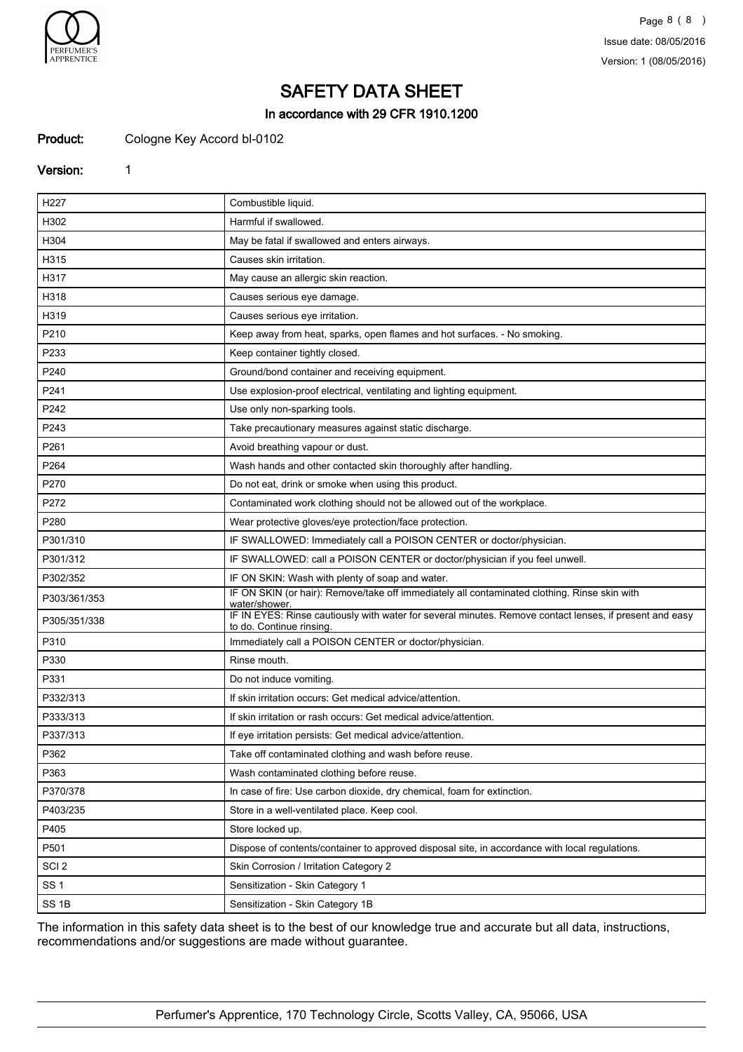| | |
|---|---|
| H227 | Combustible liquid. |
| H302 | Harmful if swallowed. |
| H304 | May be fatal if swallowed and enters airways. |
| H315 | Causes skin irritation. |
| H317 | May cause an allergic skin reaction. |
| H318 | Causes serious eye damage. |
| H319 | Causes serious eye irritation. |
| P210 | Keep away from heat, sparks, open flames and hot surfaces. - No smoking. |
| P233 | Keep container tightly closed. |
| P240 | Ground/bond container and receiving equipment. |
| P241 | Use explosion-proof electrical, ventilating and lighting equipment. |
| P242 | Use only non-sparking tools. |
| P243 | Take precautionary measures against static discharge. |
| P261 | Avoid breathing vapour or dust. |
| P264 | Wash hands and other contacted skin thoroughly after handling. |
| P270 | Do not eat, drink or smoke when using this product. |
| P272 | Contaminated work clothing should not be allowed out of the workplace. |
| P280 | Wear protective gloves/eye protection/face protection. |
| P301/310 | IF SWALLOWED: Immediately call a POISON CENTER or doctor/physician. |
| P301/312 | IF SWALLOWED: call a POISON CENTER or doctor/physician if you feel unwell. |
| P302/352 | IF ON SKIN: Wash with plenty of soap and water. |
| P303/361/353 | IF ON SKIN (or hair): Remove/take off immediately all contaminated clothing. Rinse skin with water/shower. |
| P305/351/338 | IF IN EYES: Rinse cautiously with water for several minutes. Remove contact lenses, if present and easy to do. Continue rinsing. |
| P310 | Immediately call a POISON CENTER or doctor/physician. |
| P330 | Rinse mouth. |
| P331 | Do not induce vomiting. |
| P332/313 | If skin irritation occurs: Get medical advice/attention. |
| P333/313 | If skin irritation or rash occurs: Get medical advice/attention. |
| P337/313 | If eye irritation persists: Get medical advice/attention. |
| P362 | Take off contaminated clothing and wash before reuse. |
| P363 | Wash contaminated clothing before reuse. |
| P370/378 | In case of fire: Use carbon dioxide, dry chemical, foam for extinction. |
| P403/235 | Store in a well-ventilated place. Keep cool. |
| P405 | Store locked up. |
| P501 | Dispose of contents/container to approved disposal site, in accordance with local regulations. |
| SCI 2 | Skin Corrosion / Irritation Category 2 |
| SS 1 | Sensitization - Skin Category 1 |
| SS 1B | Sensitization - Skin Category 1B |

The information in this safety data sheet is to the best of our knowledge true and accurate but all data, instructions, recommendations and/or suggestions are made without guarantee.